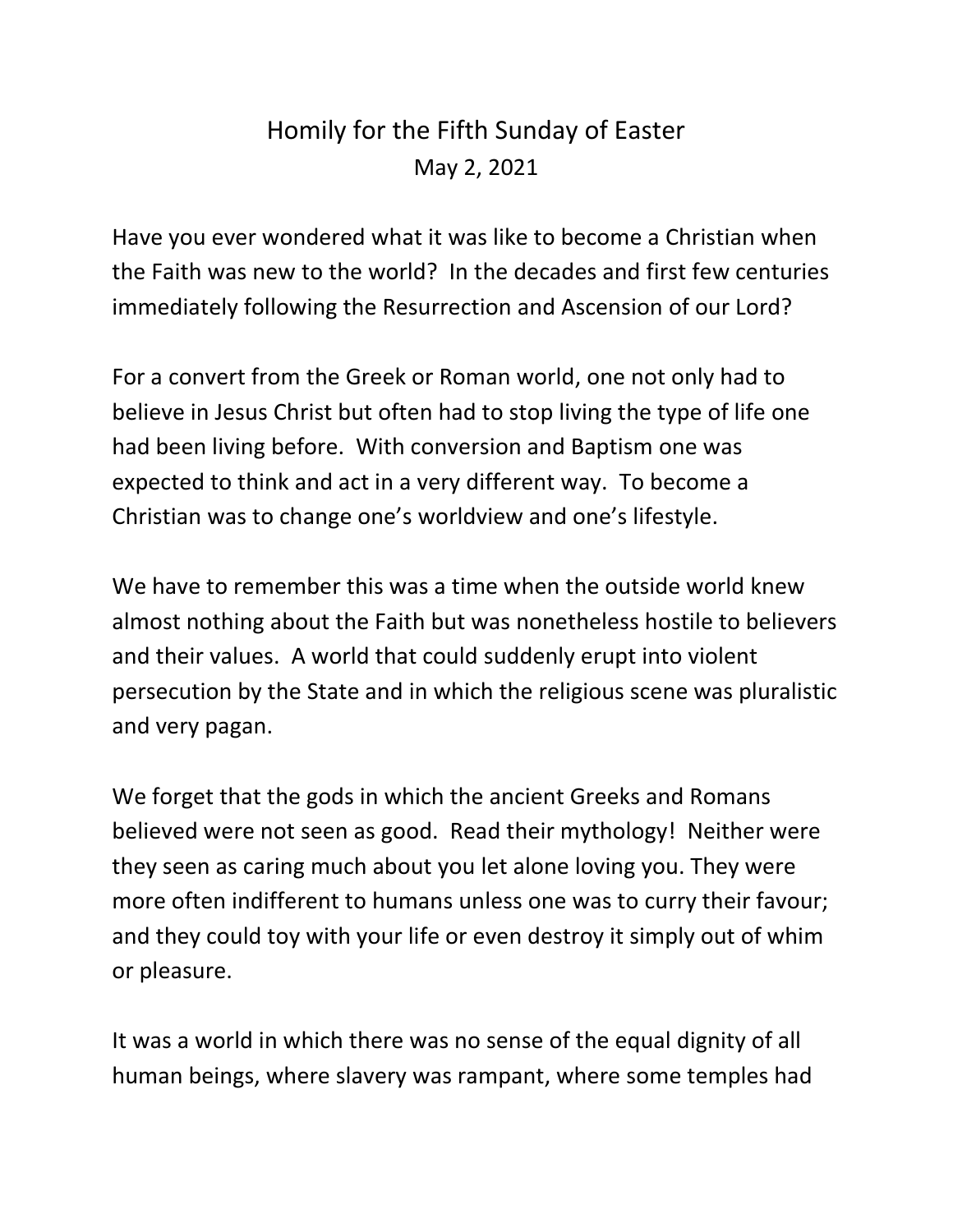# Homily for the Fifth Sunday of Easter

May 2, 2021

Have you ever wondered what it was like to become a Christian when the Faith was new to the world? In the decades and first few centuries immediately following the Resurrection and Ascension of our Lord?

For a convert from the Greek or Roman world, one not only had to believe in Jesus Christ but often had to stop living the type of life one had been living before. With conversion and Baptism one was expected to think and act in a very different way. To become a Christian was to change one's worldview and one's lifestyle.

We have to remember this was a time when the outside world knew almost nothing about the Faith but was nonetheless hostile to believers and their values. A world that could suddenly erupt into violent persecution by the State and in which the religious scene was pluralistic and very pagan.

We forget that the gods in which the ancient Greeks and Romans believed were not seen as good. Read their mythology! Neither were they seen as caring much about you let alone loving you. They were more often indifferent to humans unless one was to curry their favour; and they could toy with your life or even destroy it simply out of whim or pleasure.

It was a world in which there was no sense of the equal dignity of all human beings, where slavery was rampant, where some temples had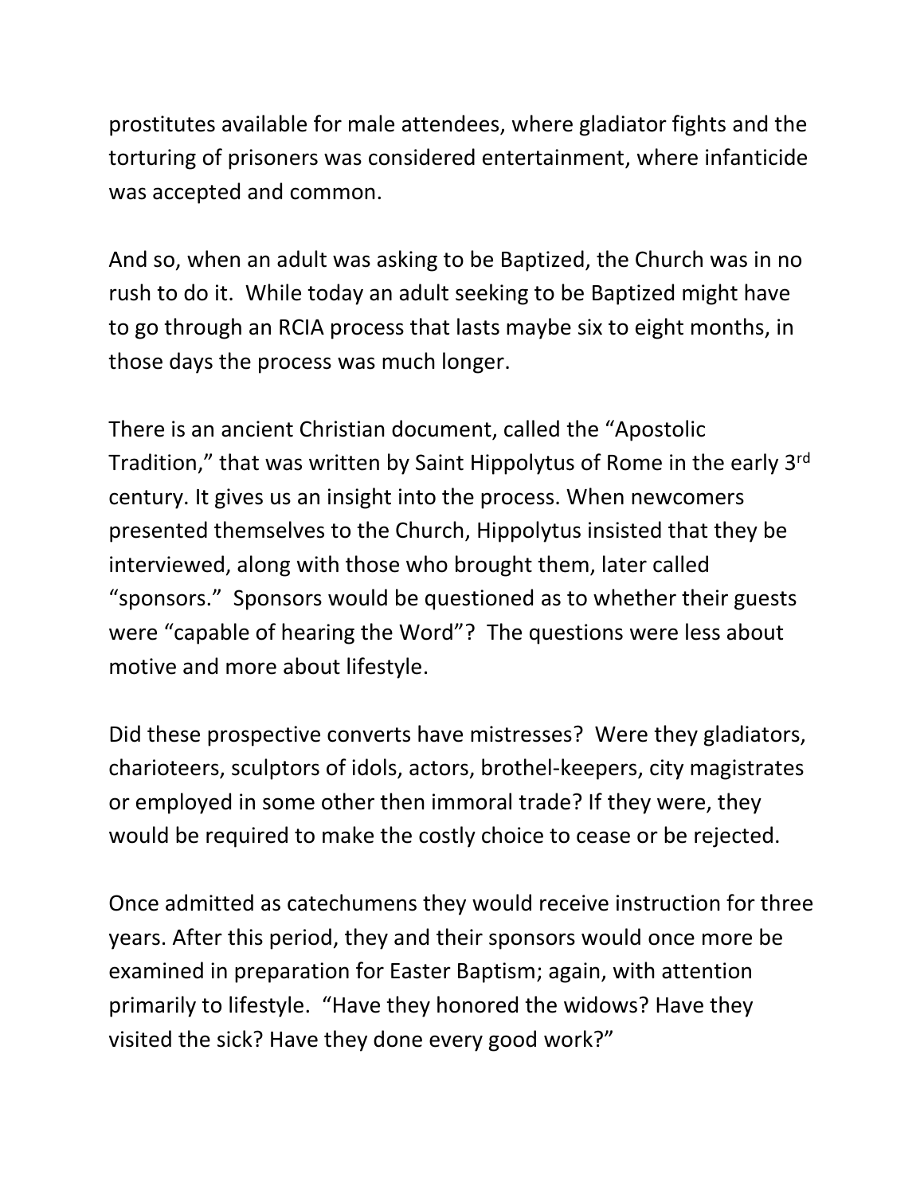prostitutes available for male attendees, where gladiator fights and the torturing of prisoners was considered entertainment, where infanticide was accepted and common.

And so, when an adult was asking to be Baptized, the Church was in no rush to do it. While today an adult seeking to be Baptized might have to go through an RCIA process that lasts maybe six to eight months, in those days the process was much longer.

There is an ancient Christian document, called the "Apostolic Tradition," that was written by Saint Hippolytus of Rome in the early 3rd century. It gives us an insight into the process. When newcomers presented themselves to the Church, Hippolytus insisted that they be interviewed, along with those who brought them, later called "sponsors." Sponsors would be questioned as to whether their guests were "capable of hearing the Word"? The questions were less about motive and more about lifestyle.

Did these prospective converts have mistresses? Were they gladiators, charioteers, sculptors of idols, actors, brothel-keepers, city magistrates or employed in some other then immoral trade? If they were, they would be required to make the costly choice to cease or be rejected.

Once admitted as catechumens they would receive instruction for three years. After this period, they and their sponsors would once more be examined in preparation for Easter Baptism; again, with attention primarily to lifestyle. "Have they honored the widows? Have they visited the sick? Have they done every good work?"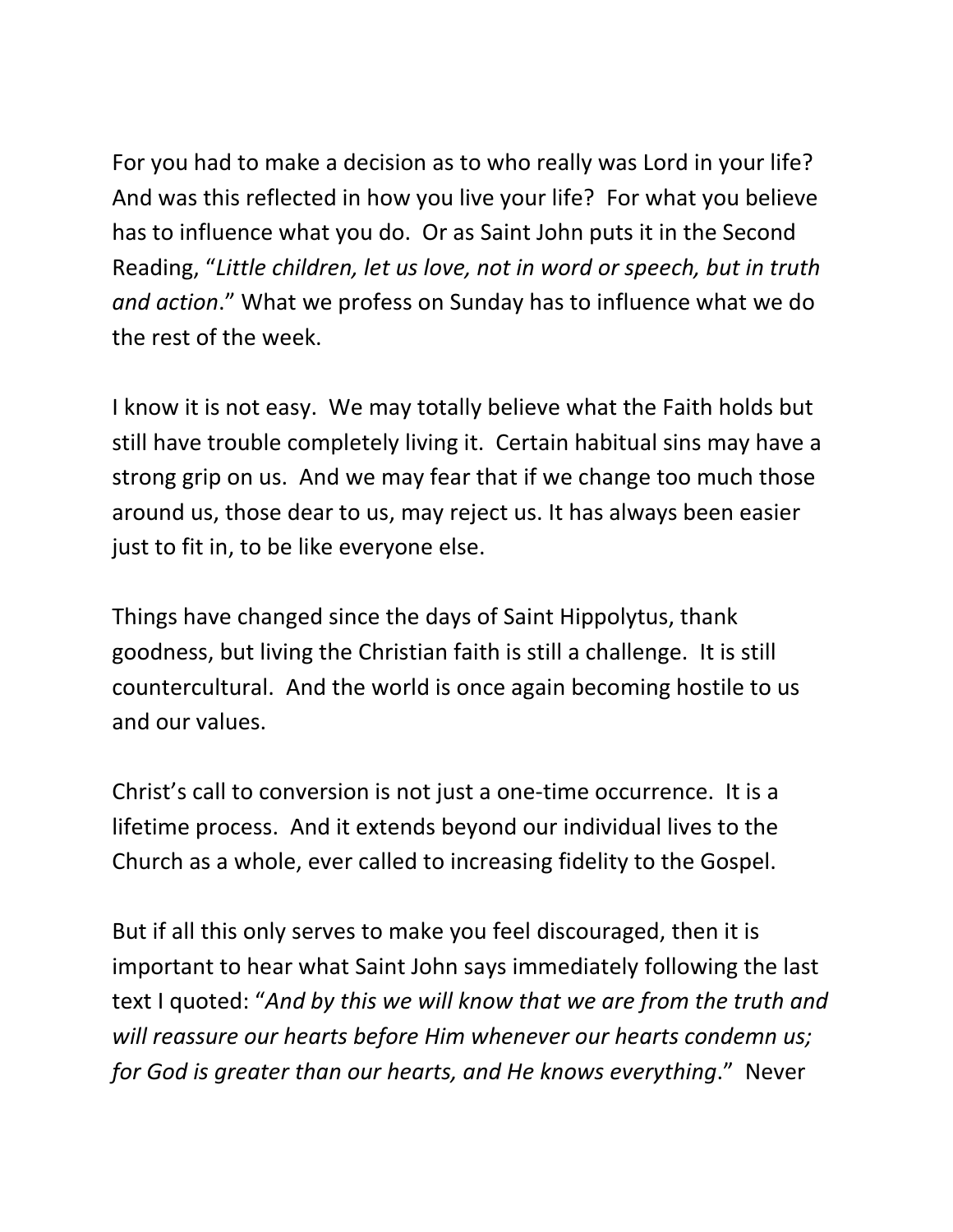For you had to make a decision as to who really was Lord in your life? And was this reflected in how you live your life? For what you believe has to influence what you do. Or as Saint John puts it in the Second Reading, "*Little children, let us love, not in word or speech, but in truth and action*." What we profess on Sunday has to influence what we do the rest of the week.

I know it is not easy. We may totally believe what the Faith holds but still have trouble completely living it. Certain habitual sins may have a strong grip on us. And we may fear that if we change too much those around us, those dear to us, may reject us. It has always been easier just to fit in, to be like everyone else.

Things have changed since the days of Saint Hippolytus, thank goodness, but living the Christian faith is still a challenge. It is still countercultural. And the world is once again becoming hostile to us and our values.

Christ's call to conversion is not just a one-time occurrence. It is a lifetime process. And it extends beyond our individual lives to the Church as a whole, ever called to increasing fidelity to the Gospel.

But if all this only serves to make you feel discouraged, then it is important to hear what Saint John says immediately following the last text I quoted: "*And by this we will know that we are from the truth and will reassure our hearts before Him whenever our hearts condemn us; for God is greater than our hearts, and He knows everything*." Never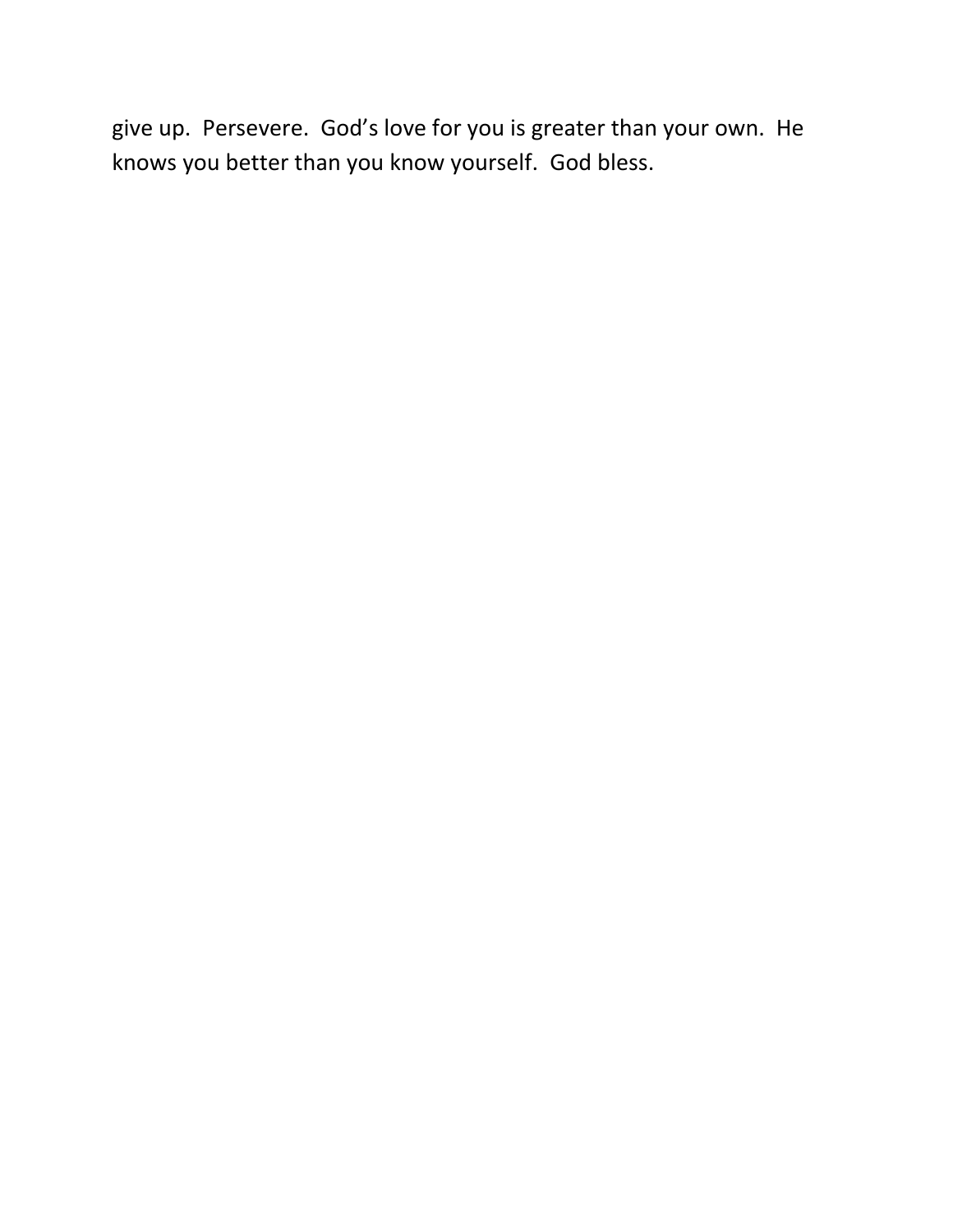give up. Persevere. God's love for you is greater than your own. He knows you better than you know yourself. God bless.